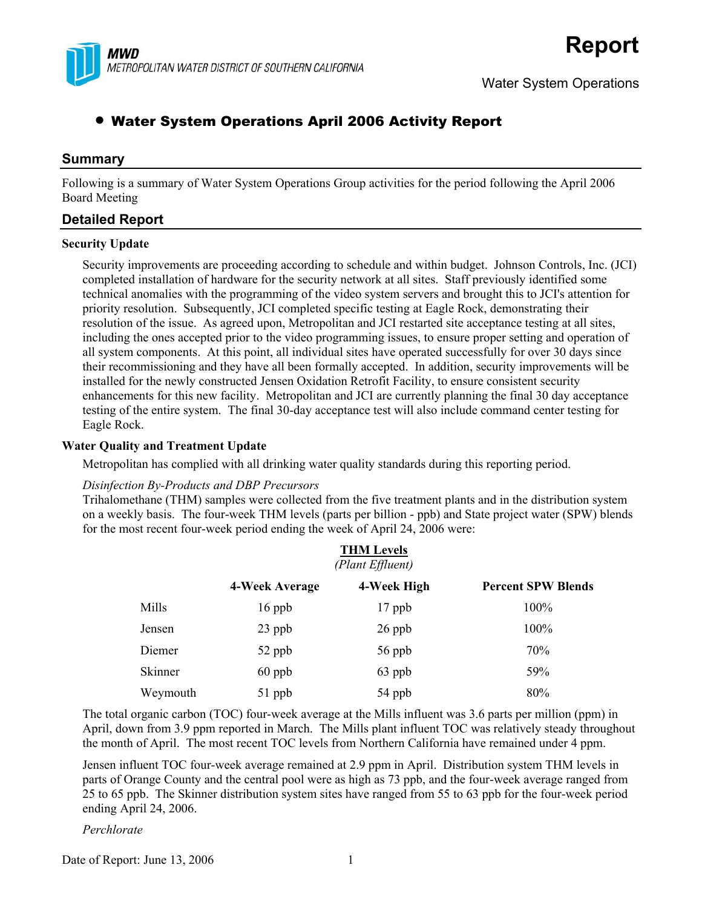# Report

Water System Operations

## • Water System Operations April 2006 Activity Report

## Summary

Following is a summary of Water System Operations Group activities for the period following the April 2006 Board Meeting

## Detailed Report

### Security Update

Security improvements are proceeding according to schedule and within budget. Johnson Controls, Inc. (JCI) completed installation of hardware for the security network at all sites. Staff previously identified some technical anomalies with the programming of the video system servers and brought this to JCI's attention for priority resolution. Subsequently, JCI completed specific testing at Eagle Rock, demonstrating their resolution of the issue. As agreed upon, Metropolitan and JCI restarted site acceptance testing at all sites, including the ones accepted prior to the video programming issues, to ensure proper setting and operation of all system components. At this point, all individual sites have operated successfully for over 30 days since their recommissioning and they have all been formally accepted. In addition, security improvements will be installed for the newly constructed Jensen Oxidation Retrofit Facility, to ensure consistent security enhancements for this new facility. Metropolitan and JCI are currently planning the final 30 day acceptance testing of the entire system. The final 30-day acceptance test will also include command center testing for Eagle Rock.

### Water Quality and Treatment Update

Metropolitan has complied with all drinking water quality standards during this reporting period.

*Disinfection By-Products and DBP Precursors*

Trihalomethane (THM) samples were collected from the five treatment plants and in the distribution system on a weekly basis. The four-week THM levels (parts per billion - ppb) and State project water (SPW) blends for the most recent four-week period ending the week of April 24, 2006 were:

**THM Levels**
*(Plant Effluent)*

| | 4-Week Average | 4-Week High | Percent SPW Blends |
|---|---|---|---|
| Mills | 16 ppb | 17 ppb | 100% |
| Jensen | 23 ppb | 26 ppb | 100% |
| Diemer | 52 ppb | 56 ppb | 70% |
| Skinner | 60 ppb | 63 ppb | 59% |
| Weymouth | 51 ppb | 54 ppb | 80% |

The total organic carbon (TOC) four-week average at the Mills influent was 3.6 parts per million (ppm) in April, down from 3.9 ppm reported in March. The Mills plant influent TOC was relatively steady throughout the month of April. The most recent TOC levels from Northern California have remained under 4 ppm.

Jensen influent TOC four-week average remained at 2.9 ppm in April. Distribution system THM levels in parts of Orange County and the central pool were as high as 73 ppb, and the four-week average ranged from 25 to 65 ppb. The Skinner distribution system sites have ranged from 55 to 63 ppb for the four-week period ending April 24, 2006.

*Perchlorate*

Date of Report: June 13, 2006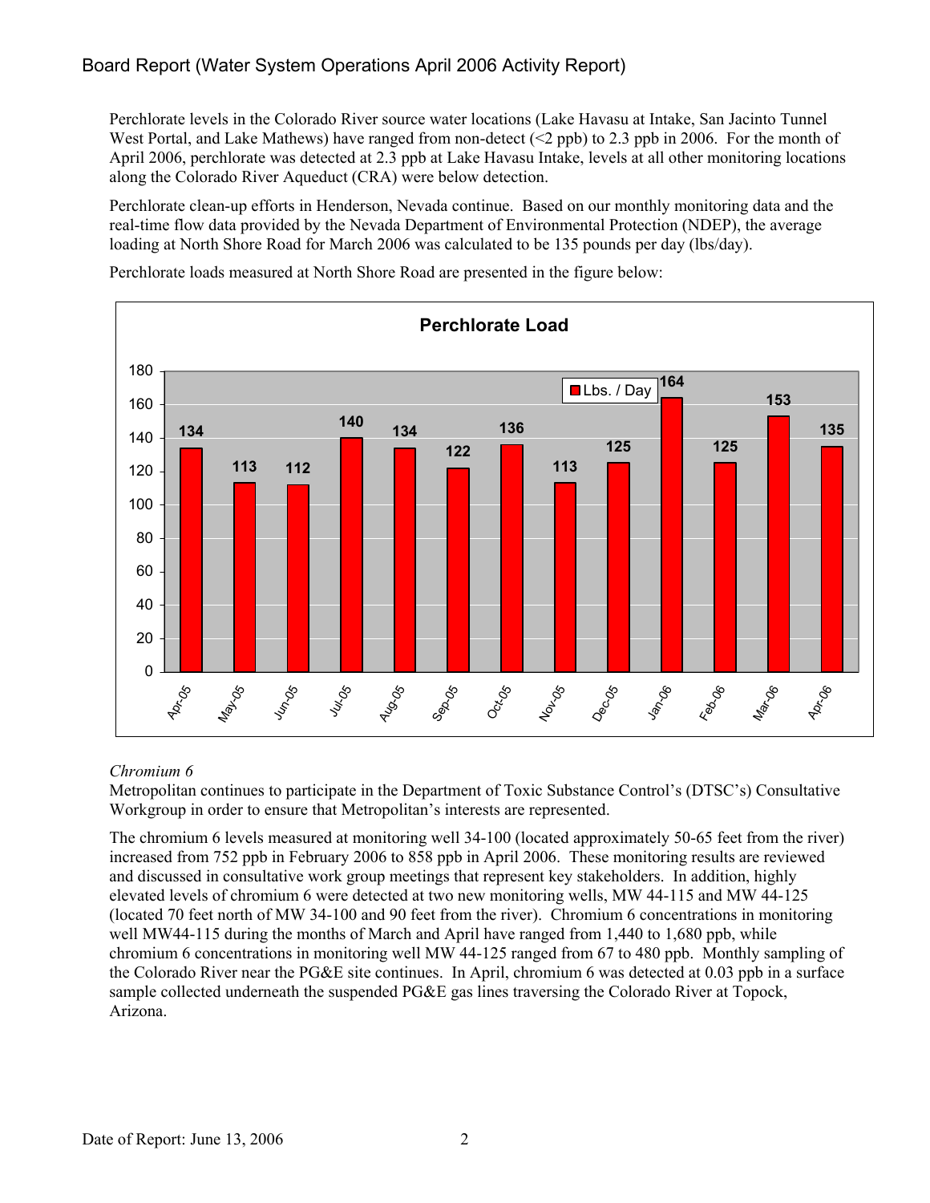Perchlorate levels in the Colorado River source water locations (Lake Havasu at Intake, San Jacinto Tunnel West Portal, and Lake Mathews) have ranged from non-detect (<2 ppb) to 2.3 ppb in 2006. For the month of April 2006, perchlorate was detected at 2.3 ppb at Lake Havasu Intake, levels at all other monitoring locations along the Colorado River Aqueduct (CRA) were below detection.

Perchlorate clean-up efforts in Henderson, Nevada continue. Based on our monthly monitoring data and the real-time flow data provided by the Nevada Department of Environmental Protection (NDEP), the average loading at North Shore Road for March 2006 was calculated to be 135 pounds per day (lbs/day).

Perchlorate loads measured at North Shore Road are presented in the figure below:

**Perchlorate Load**

| Month | Lbs. / Day |
|---|---|
| Apr-05 | 134 |
| May-05 | 113 |
| Jun-05 | 112 |
| Jul-05 | 140 |
| Aug-05 | 134 |
| Sep-05 | 122 |
| Oct-05 | 136 |
| Nov-05 | 113 |
| Dec-05 | 125 |
| Jan-06 | 164 |
| Feb-06 | 125 |
| Mar-06 | 153 |
| Apr-06 | 135 |

*Chromium 6*

Metropolitan continues to participate in the Department of Toxic Substance Control's (DTSC's) Consultative Workgroup in order to ensure that Metropolitan's interests are represented.

The chromium 6 levels measured at monitoring well 34-100 (located approximately 50-65 feet from the river) increased from 752 ppb in February 2006 to 858 ppb in April 2006. These monitoring results are reviewed and discussed in consultative work group meetings that represent key stakeholders. In addition, highly elevated levels of chromium 6 were detected at two new monitoring wells, MW 44-115 and MW 44-125 (located 70 feet north of MW 34-100 and 90 feet from the river). Chromium 6 concentrations in monitoring well MW44-115 during the months of March and April have ranged from 1,440 to 1,680 ppb, while chromium 6 concentrations in monitoring well MW 44-125 ranged from 67 to 480 ppb. Monthly sampling of the Colorado River near the PG&E site continues. In April, chromium 6 was detected at 0.03 ppb in a surface sample collected underneath the suspended PG&E gas lines traversing the Colorado River at Topock, Arizona.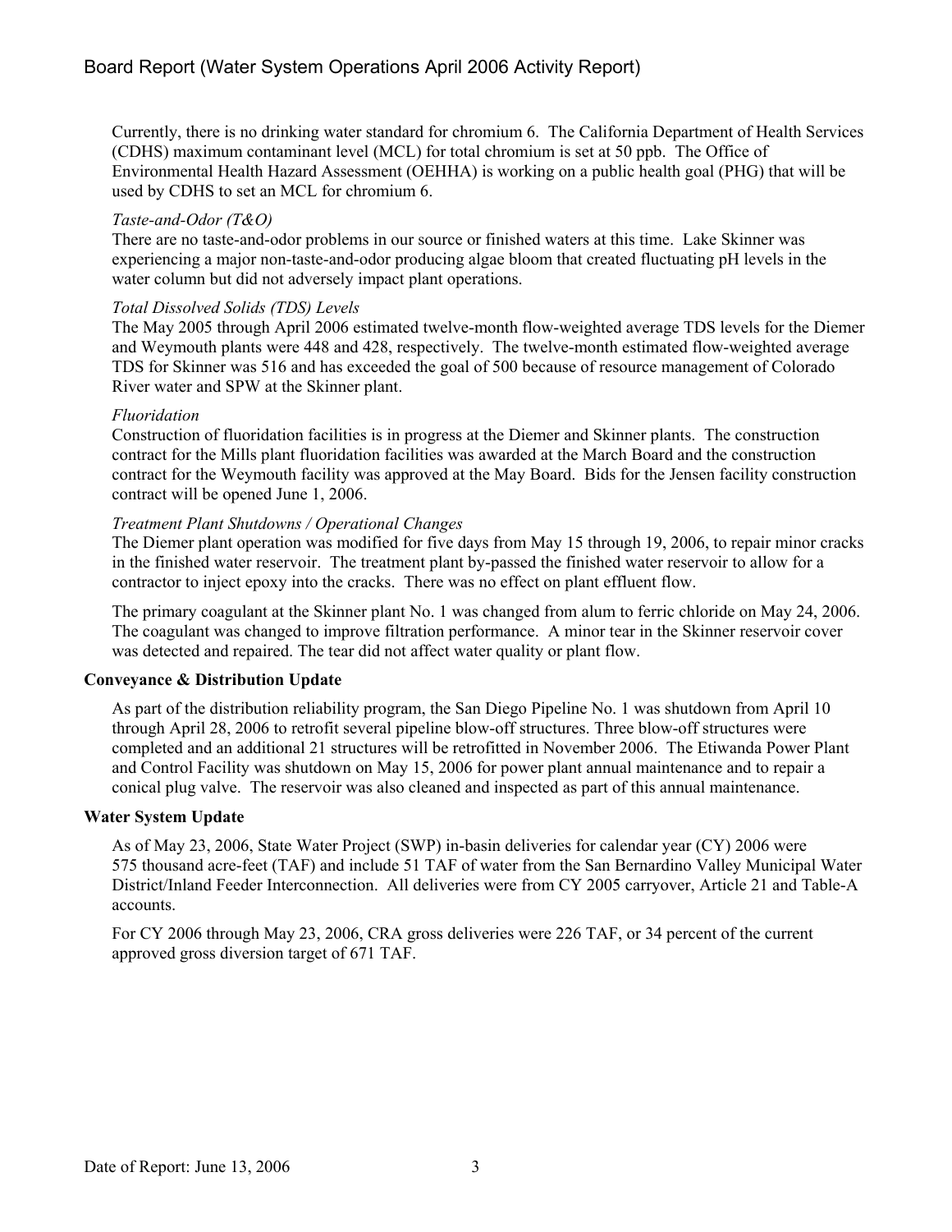Currently, there is no drinking water standard for chromium 6. The California Department of Health Services (CDHS) maximum contaminant level (MCL) for total chromium is set at 50 ppb. The Office of Environmental Health Hazard Assessment (OEHHA) is working on a public health goal (PHG) that will be used by CDHS to set an MCL for chromium 6.

*Taste-and-Odor (T&O)*

There are no taste-and-odor problems in our source or finished waters at this time. Lake Skinner was experiencing a major non-taste-and-odor producing algae bloom that created fluctuating pH levels in the water column but did not adversely impact plant operations.

*Total Dissolved Solids (TDS) Levels*

The May 2005 through April 2006 estimated twelve-month flow-weighted average TDS levels for the Diemer and Weymouth plants were 448 and 428, respectively. The twelve-month estimated flow-weighted average TDS for Skinner was 516 and has exceeded the goal of 500 because of resource management of Colorado River water and SPW at the Skinner plant.

*Fluoridation*

Construction of fluoridation facilities is in progress at the Diemer and Skinner plants. The construction contract for the Mills plant fluoridation facilities was awarded at the March Board and the construction contract for the Weymouth facility was approved at the May Board. Bids for the Jensen facility construction contract will be opened June 1, 2006.

*Treatment Plant Shutdowns / Operational Changes*

The Diemer plant operation was modified for five days from May 15 through 19, 2006, to repair minor cracks in the finished water reservoir. The treatment plant by-passed the finished water reservoir to allow for a contractor to inject epoxy into the cracks. There was no effect on plant effluent flow.

The primary coagulant at the Skinner plant No. 1 was changed from alum to ferric chloride on May 24, 2006. The coagulant was changed to improve filtration performance. A minor tear in the Skinner reservoir cover was detected and repaired. The tear did not affect water quality or plant flow.

**Conveyance & Distribution Update**

As part of the distribution reliability program, the San Diego Pipeline No. 1 was shutdown from April 10 through April 28, 2006 to retrofit several pipeline blow-off structures. Three blow-off structures were completed and an additional 21 structures will be retrofitted in November 2006. The Etiwanda Power Plant and Control Facility was shutdown on May 15, 2006 for power plant annual maintenance and to repair a conical plug valve. The reservoir was also cleaned and inspected as part of this annual maintenance.

**Water System Update**

As of May 23, 2006, State Water Project (SWP) in-basin deliveries for calendar year (CY) 2006 were 575 thousand acre-feet (TAF) and include 51 TAF of water from the San Bernardino Valley Municipal Water District/Inland Feeder Interconnection. All deliveries were from CY 2005 carryover, Article 21 and Table-A accounts.

For CY 2006 through May 23, 2006, CRA gross deliveries were 226 TAF, or 34 percent of the current approved gross diversion target of 671 TAF.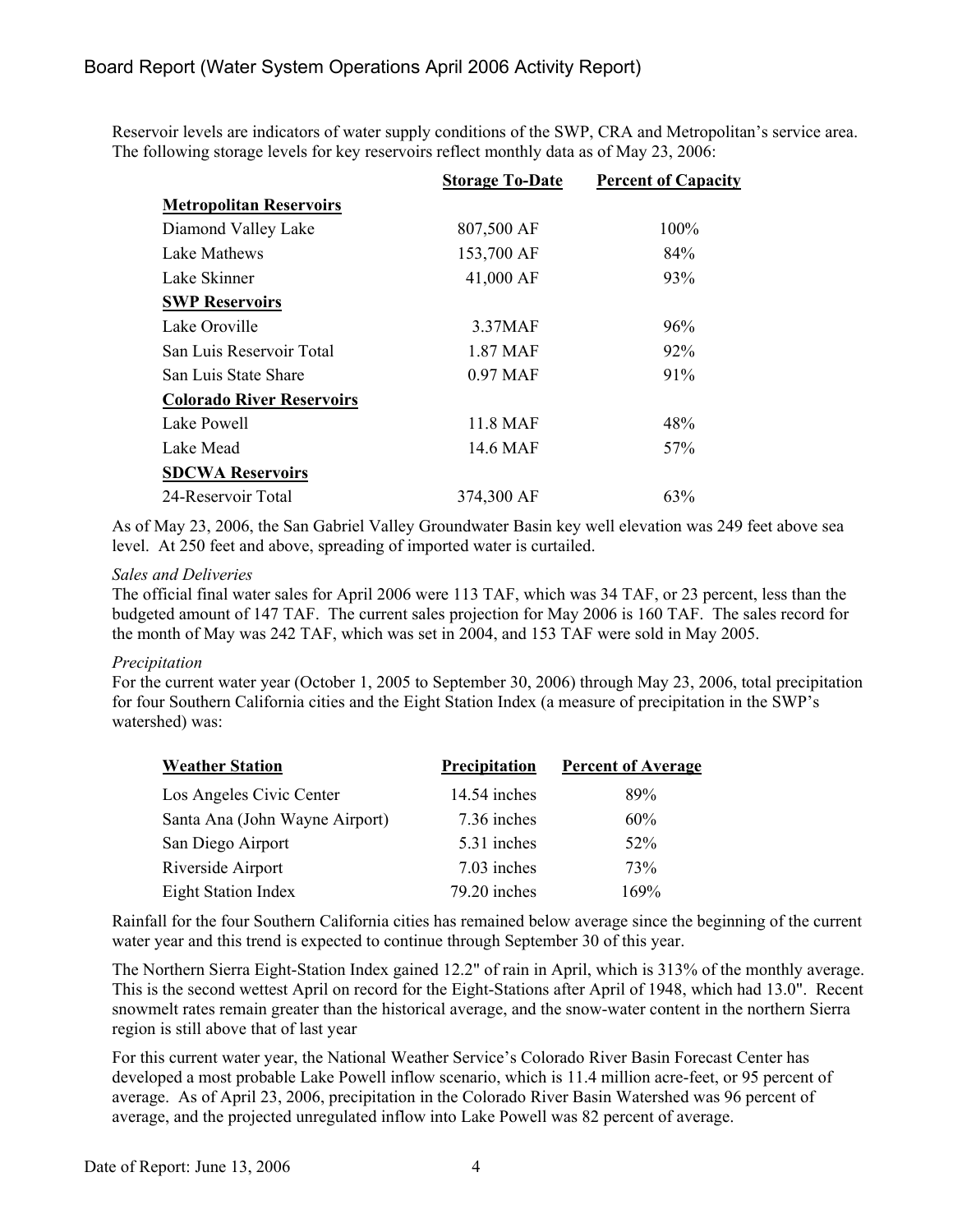Reservoir levels are indicators of water supply conditions of the SWP, CRA and Metropolitan's service area. The following storage levels for key reservoirs reflect monthly data as of May 23, 2006:

| | Storage To-Date | Percent of Capacity |
|---|---|---|
| **Metropolitan Reservoirs** | | |
| Diamond Valley Lake | 807,500 AF | 100% |
| Lake Mathews | 153,700 AF | 84% |
| Lake Skinner | 41,000 AF | 93% |
| **SWP Reservoirs** | | |
| Lake Oroville | 3.37MAF | 96% |
| San Luis Reservoir Total | 1.87 MAF | 92% |
| San Luis State Share | 0.97 MAF | 91% |
| **Colorado River Reservoirs** | | |
| Lake Powell | 11.8 MAF | 48% |
| Lake Mead | 14.6 MAF | 57% |
| **SDCWA Reservoirs** | | |
| 24-Reservoir Total | 374,300 AF | 63% |

As of May 23, 2006, the San Gabriel Valley Groundwater Basin key well elevation was 249 feet above sea level. At 250 feet and above, spreading of imported water is curtailed.

*Sales and Deliveries*

The official final water sales for April 2006 were 113 TAF, which was 34 TAF, or 23 percent, less than the budgeted amount of 147 TAF. The current sales projection for May 2006 is 160 TAF. The sales record for the month of May was 242 TAF, which was set in 2004, and 153 TAF were sold in May 2005.

*Precipitation*

For the current water year (October 1, 2005 to September 30, 2006) through May 23, 2006, total precipitation for four Southern California cities and the Eight Station Index (a measure of precipitation in the SWP's watershed) was:

| Weather Station | Precipitation | Percent of Average |
|---|---|---|
| Los Angeles Civic Center | 14.54 inches | 89% |
| Santa Ana (John Wayne Airport) | 7.36 inches | 60% |
| San Diego Airport | 5.31 inches | 52% |
| Riverside Airport | 7.03 inches | 73% |
| Eight Station Index | 79.20 inches | 169% |

Rainfall for the four Southern California cities has remained below average since the beginning of the current water year and this trend is expected to continue through September 30 of this year.

The Northern Sierra Eight-Station Index gained 12.2" of rain in April, which is 313% of the monthly average. This is the second wettest April on record for the Eight-Stations after April of 1948, which had 13.0". Recent snowmelt rates remain greater than the historical average, and the snow-water content in the northern Sierra region is still above that of last year

For this current water year, the National Weather Service's Colorado River Basin Forecast Center has developed a most probable Lake Powell inflow scenario, which is 11.4 million acre-feet, or 95 percent of average. As of April 23, 2006, precipitation in the Colorado River Basin Watershed was 96 percent of average, and the projected unregulated inflow into Lake Powell was 82 percent of average.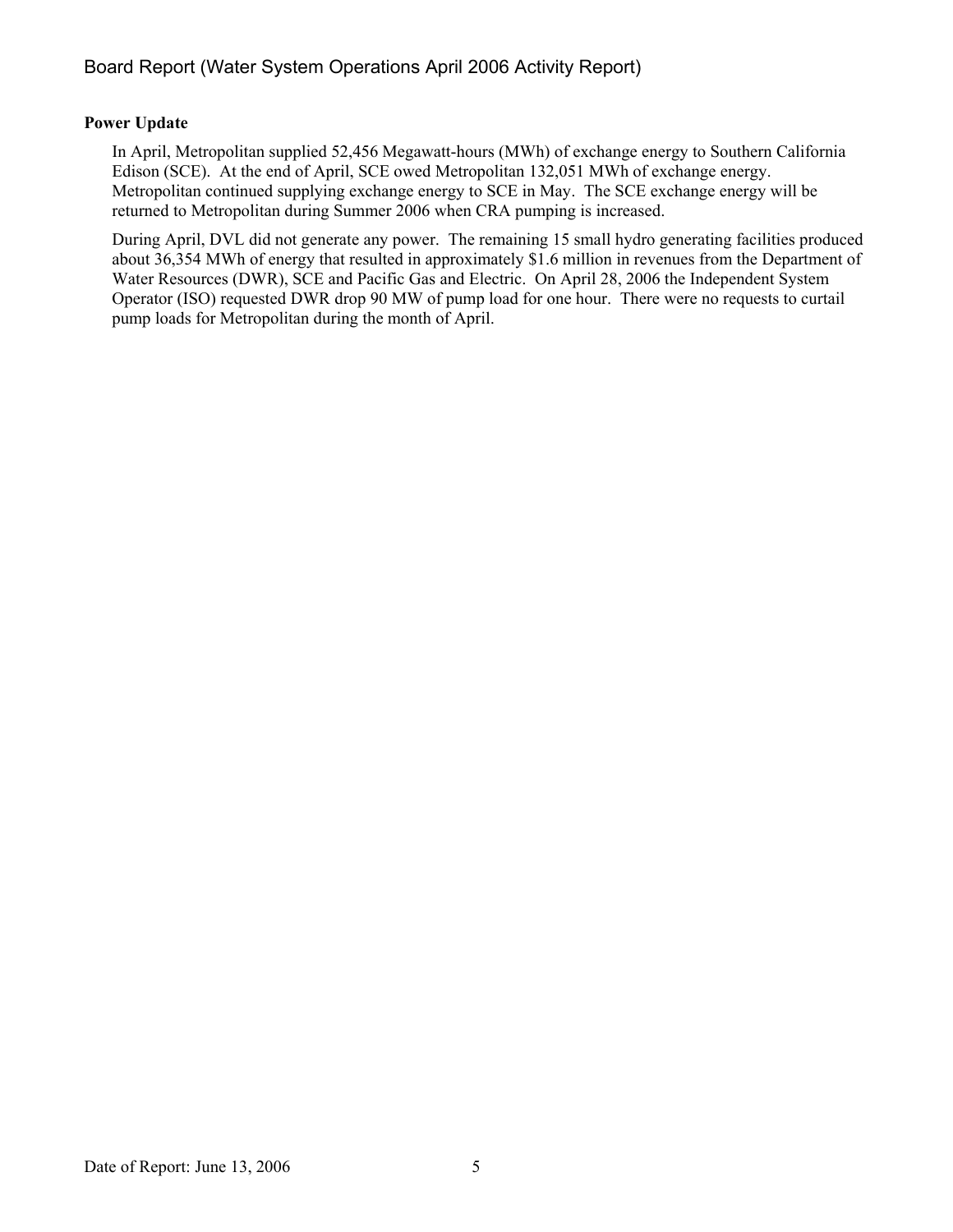**Power Update**

In April, Metropolitan supplied 52,456 Megawatt-hours (MWh) of exchange energy to Southern California Edison (SCE). At the end of April, SCE owed Metropolitan 132,051 MWh of exchange energy. Metropolitan continued supplying exchange energy to SCE in May. The SCE exchange energy will be returned to Metropolitan during Summer 2006 when CRA pumping is increased.

During April, DVL did not generate any power. The remaining 15 small hydro generating facilities produced about 36,354 MWh of energy that resulted in approximately $1.6 million in revenues from the Department of Water Resources (DWR), SCE and Pacific Gas and Electric. On April 28, 2006 the Independent System Operator (ISO) requested DWR drop 90 MW of pump load for one hour. There were no requests to curtail pump loads for Metropolitan during the month of April.